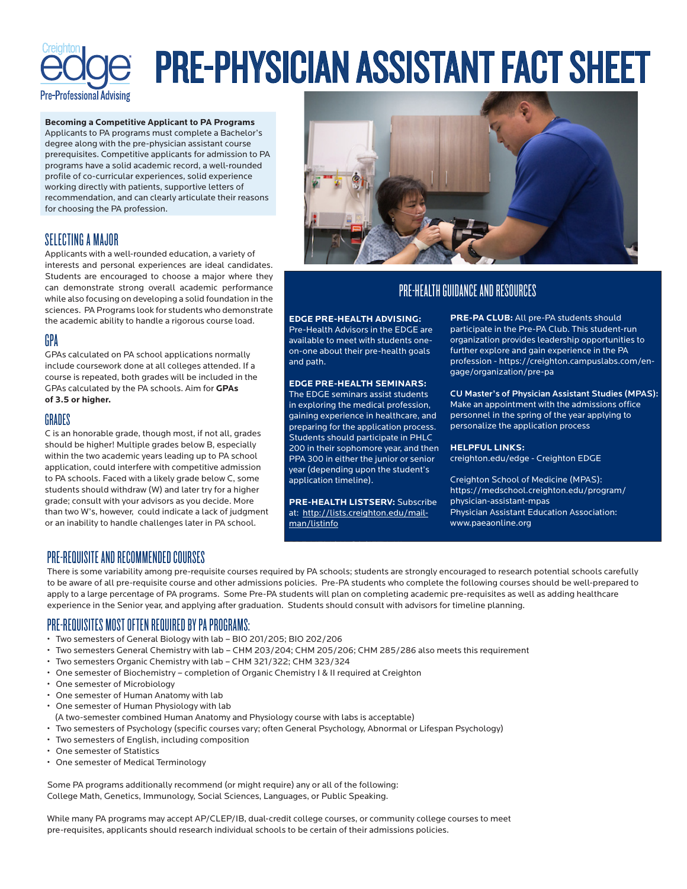Creighton edge Pre-Professional Advising

# PRE-PHYSICIAN ASSISTANT FACT SHEET

**Becoming a Competitive Applicant to PA Programs**
Applicants to PA programs must complete a Bachelor's degree along with the pre-physician assistant course prerequisites. Competitive applicants for admission to PA programs have a solid academic record, a well-rounded profile of co-curricular experiences, solid experience working directly with patients, supportive letters of recommendation, and can clearly articulate their reasons for choosing the PA profession.

## SELECTING A MAJOR

Applicants with a well-rounded education, a variety of interests and personal experiences are ideal candidates. Students are encouraged to choose a major where they can demonstrate strong overall academic performance while also focusing on developing a solid foundation in the sciences. PA Programs look for students who demonstrate the academic ability to handle a rigorous course load.

## GPA

GPAs calculated on PA school applications normally include coursework done at all colleges attended. If a course is repeated, both grades will be included in the GPAs calculated by the PA schools. Aim for **GPAs of 3.5 or higher.**

## GRADES

C is an honorable grade, though most, if not all, grades should be higher! Multiple grades below B, especially within the two academic years leading up to PA school application, could interfere with competitive admission to PA schools. Faced with a likely grade below C, some students should withdraw (W) and later try for a higher grade; consult with your advisors as you decide. More than two W's, however, could indicate a lack of judgment or an inability to handle challenges later in PA school.

## PRE-HEALTH GUIDANCE AND RESOURCES

**EDGE PRE-HEALTH ADVISING:** Pre-Health Advisors in the EDGE are available to meet with students one-on-one about their pre-health goals and path.

**EDGE PRE-HEALTH SEMINARS:** The EDGE seminars assist students in exploring the medical profession, gaining experience in healthcare, and preparing for the application process. Students should participate in PHLC 200 in their sophomore year, and then PPA 300 in either the junior or senior year (depending upon the student's application timeline).

**PRE-HEALTH LISTSERV:** Subscribe at: http://lists.creighton.edu/mailman/listinfo

**PRE-PA CLUB:** All pre-PA students should participate in the Pre-PA Club. This student-run organization provides leadership opportunities to further explore and gain experience in the PA profession - https://creighton.campuslabs.com/engage/organization/pre-pa

**CU Master's of Physician Assistant Studies (MPAS):** Make an appointment with the admissions office personnel in the spring of the year applying to personalize the application process

**HELPFUL LINKS:**
creighton.edu/edge - Creighton EDGE

Creighton School of Medicine (MPAS): https://medschool.creighton.edu/program/physician-assistant-mpas
Physician Assistant Education Association: www.paeaonline.org

## PRE-REQUISITE AND RECOMMENDED COURSES

There is some variability among pre-requisite courses required by PA schools; students are strongly encouraged to research potential schools carefully to be aware of all pre-requisite course and other admissions policies. Pre-PA students who complete the following courses should be well-prepared to apply to a large percentage of PA programs. Some Pre-PA students will plan on completing academic pre-requisites as well as adding healthcare experience in the Senior year, and applying after graduation. Students should consult with advisors for timeline planning.

## PRE-REQUISITES MOST OFTEN REQUIRED BY PA PROGRAMS:

- Two semesters of General Biology with lab – BIO 201/205; BIO 202/206
- Two semesters General Chemistry with lab – CHM 203/204; CHM 205/206; CHM 285/286 also meets this requirement
- Two semesters Organic Chemistry with lab – CHM 321/322; CHM 323/324
- One semester of Biochemistry – completion of Organic Chemistry I & II required at Creighton
- One semester of Microbiology
- One semester of Human Anatomy with lab
- One semester of Human Physiology with lab
  (A two-semester combined Human Anatomy and Physiology course with labs is acceptable)
- Two semesters of Psychology (specific courses vary; often General Psychology, Abnormal or Lifespan Psychology)
- Two semesters of English, including composition
- One semester of Statistics
- One semester of Medical Terminology

Some PA programs additionally recommend (or might require) any or all of the following:
College Math, Genetics, Immunology, Social Sciences, Languages, or Public Speaking.

While many PA programs may accept AP/CLEP/IB, dual-credit college courses, or community college courses to meet pre-requisites, applicants should research individual schools to be certain of their admissions policies.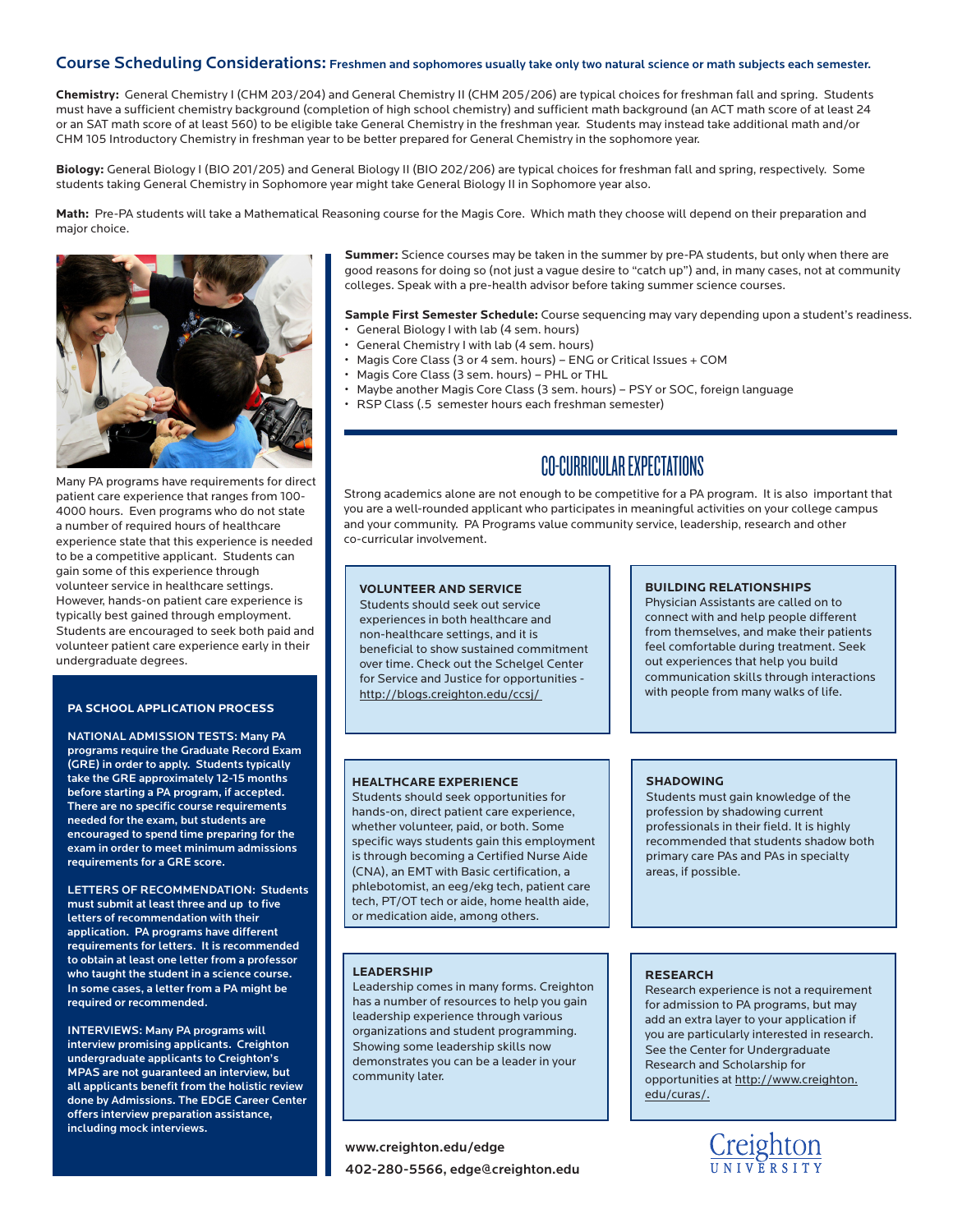## Course Scheduling Considerations: Freshmen and sophomores usually take only two natural science or math subjects each semester.

**Chemistry:** General Chemistry I (CHM 203/204) and General Chemistry II (CHM 205/206) are typical choices for freshman fall and spring. Students must have a sufficient chemistry background (completion of high school chemistry) and sufficient math background (an ACT math score of at least 24 or an SAT math score of at least 560) to be eligible take General Chemistry in the freshman year. Students may instead take additional math and/or CHM 105 Introductory Chemistry in freshman year to be better prepared for General Chemistry in the sophomore year.

**Biology:** General Biology I (BIO 201/205) and General Biology II (BIO 202/206) are typical choices for freshman fall and spring, respectively. Some students taking General Chemistry in Sophomore year might take General Biology II in Sophomore year also.

**Math:** Pre-PA students will take a Mathematical Reasoning course for the Magis Core. Which math they choose will depend on their preparation and major choice.

Many PA programs have requirements for direct patient care experience that ranges from 100-4000 hours. Even programs who do not state a number of required hours of healthcare experience state that this experience is needed to be a competitive applicant. Students can gain some of this experience through volunteer service in healthcare settings. However, hands-on patient care experience is typically best gained through employment. Students are encouraged to seek both paid and volunteer patient care experience early in their undergraduate degrees.

**Summer:** Science courses may be taken in the summer by pre-PA students, but only when there are good reasons for doing so (not just a vague desire to "catch up") and, in many cases, not at community colleges. Speak with a pre-health advisor before taking summer science courses.

**Sample First Semester Schedule:** Course sequencing may vary depending upon a student's readiness.

- General Biology I with lab (4 sem. hours)
- General Chemistry I with lab (4 sem. hours)
- Magis Core Class (3 or 4 sem. hours) – ENG or Critical Issues + COM
- Magis Core Class (3 sem. hours) – PHL or THL
- Maybe another Magis Core Class (3 sem. hours) – PSY or SOC, foreign language
- RSP Class (.5 semester hours each freshman semester)

### PA SCHOOL APPLICATION PROCESS

**NATIONAL ADMISSION TESTS: Many PA programs require the Graduate Record Exam (GRE) in order to apply. Students typically take the GRE approximately 12-15 months before starting a PA program, if accepted. There are no specific course requirements needed for the exam, but students are encouraged to spend time preparing for the exam in order to meet minimum admissions requirements for a GRE score.**

**LETTERS OF RECOMMENDATION: Students must submit at least three and up to five letters of recommendation with their application. PA programs have different requirements for letters. It is recommended to obtain at least one letter from a professor who taught the student in a science course. In some cases, a letter from a PA might be required or recommended.**

**INTERVIEWS: Many PA programs will interview promising applicants. Creighton undergraduate applicants to Creighton's MPAS are not guaranteed an interview, but all applicants benefit from the holistic review done by Admissions. The EDGE Career Center offers interview preparation assistance, including mock interviews.**

## CO-CURRICULAR EXPECTATIONS

Strong academics alone are not enough to be competitive for a PA program. It is also important that you are a well-rounded applicant who participates in meaningful activities on your college campus and your community. PA Programs value community service, leadership, research and other co-curricular involvement.

### VOLUNTEER AND SERVICE

Students should seek out service experiences in both healthcare and non-healthcare settings, and it is beneficial to show sustained commitment over time. Check out the Schelgel Center for Service and Justice for opportunities - http://blogs.creighton.edu/ccsj/

### BUILDING RELATIONSHIPS

Physician Assistants are called on to connect with and help people different from themselves, and make their patients feel comfortable during treatment. Seek out experiences that help you build communication skills through interactions with people from many walks of life.

### HEALTHCARE EXPERIENCE

Students should seek opportunities for hands-on, direct patient care experience, whether volunteer, paid, or both. Some specific ways students gain this employment is through becoming a Certified Nurse Aide (CNA), an EMT with Basic certification, a phlebotomist, an eeg/ekg tech, patient care tech, PT/OT tech or aide, home health aide, or medication aide, among others.

### SHADOWING

Students must gain knowledge of the profession by shadowing current professionals in their field. It is highly recommended that students shadow both primary care PAs and PAs in specialty areas, if possible.

### LEADERSHIP

Leadership comes in many forms. Creighton has a number of resources to help you gain leadership experience through various organizations and student programming. Showing some leadership skills now demonstrates you can be a leader in your community later.

### RESEARCH

Research experience is not a requirement for admission to PA programs, but may add an extra layer to your application if you are particularly interested in research. See the Center for Undergraduate Research and Scholarship for opportunities at http://www.creighton.edu/curas/.

**www.creighton.edu/edge**

**402-280-5566, edge@creighton.edu**

Creighton UNIVERSITY